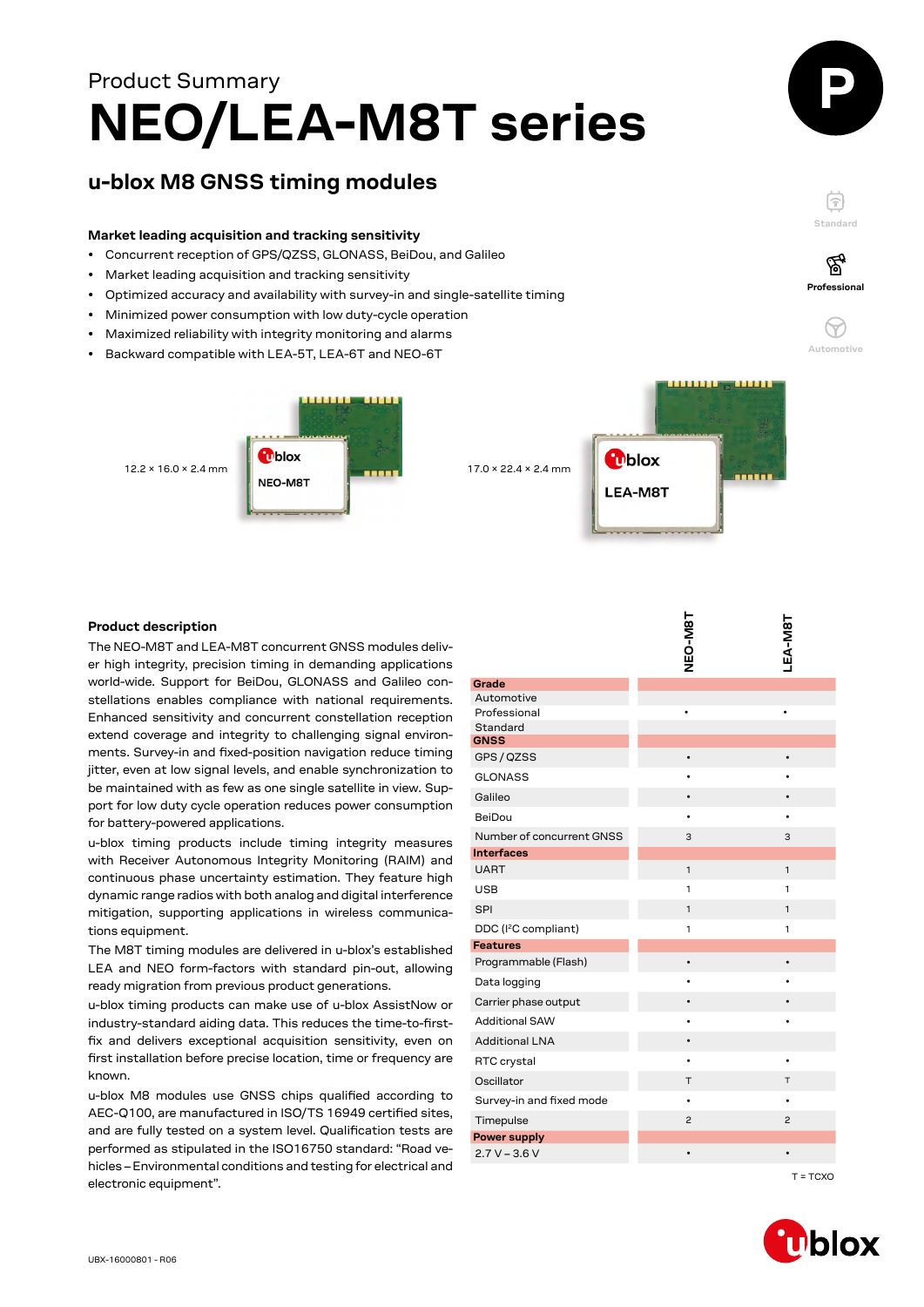Product Summary

# NEO/LEA-M8T series

## u-blox M8 GNSS timing modules

### Market leading acquisition and tracking sensitivity

- Concurrent reception of GPS/QZSS, GLONASS, BeiDou, and Galileo
- Market leading acquisition and tracking sensitivity
- Optimized accuracy and availability with survey-in and single-satellite timing
- Minimized power consumption with low duty-cycle operation
- Maximized reliability with integrity monitoring and alarms
- Backward compatible with LEA-5T, LEA-6T and NEO-6T

12.2 × 16.0 × 2.4 mm

17.0 × 22.4 × 2.4 mm

### Product description

The NEO-M8T and LEA-M8T concurrent GNSS modules deliver high integrity, precision timing in demanding applications world-wide. Support for BeiDou, GLONASS and Galileo constellations enables compliance with national requirements. Enhanced sensitivity and concurrent constellation reception extend coverage and integrity to challenging signal environments. Survey-in and fixed-position navigation reduce timing jitter, even at low signal levels, and enable synchronization to be maintained with as few as one single satellite in view. Support for low duty cycle operation reduces power consumption for battery-powered applications.

u-blox timing products include timing integrity measures with Receiver Autonomous Integrity Monitoring (RAIM) and continuous phase uncertainty estimation. They feature high dynamic range radios with both analog and digital interference mitigation, supporting applications in wireless communications equipment.

The M8T timing modules are delivered in u-blox's established LEA and NEO form-factors with standard pin-out, allowing ready migration from previous product generations.

u-blox timing products can make use of u-blox AssistNow or industry-standard aiding data. This reduces the time-to-first-fix and delivers exceptional acquisition sensitivity, even on first installation before precise location, time or frequency are known.

u-blox M8 modules use GNSS chips qualified according to AEC-Q100, are manufactured in ISO/TS 16949 certified sites, and are fully tested on a system level. Qualification tests are performed as stipulated in the ISO16750 standard: "Road vehicles – Environmental conditions and testing for electrical and electronic equipment".

| | NEO-M8T | LEA-M8T |
|---|---|---|
| **Grade** | | |
| Automotive | | |
| Professional | • | • |
| Standard | | |
| **GNSS** | | |
| GPS / QZSS | • | • |
| GLONASS | • | • |
| Galileo | • | • |
| BeiDou | • | • |
| Number of concurrent GNSS | 3 | 3 |
| **Interfaces** | | |
| UART | 1 | 1 |
| USB | 1 | 1 |
| SPI | 1 | 1 |
| DDC (I²C compliant) | 1 | 1 |
| **Features** | | |
| Programmable (Flash) | • | • |
| Data logging | • | • |
| Carrier phase output | • | • |
| Additional SAW | • | • |
| Additional LNA | • | |
| RTC crystal | • | • |
| Oscillator | T | T |
| Survey-in and fixed mode | • | • |
| Timepulse | 2 | 2 |
| **Power supply** | | |
| 2.7 V – 3.6 V | • | • |

T = TCXO

UBX-16000801 - R06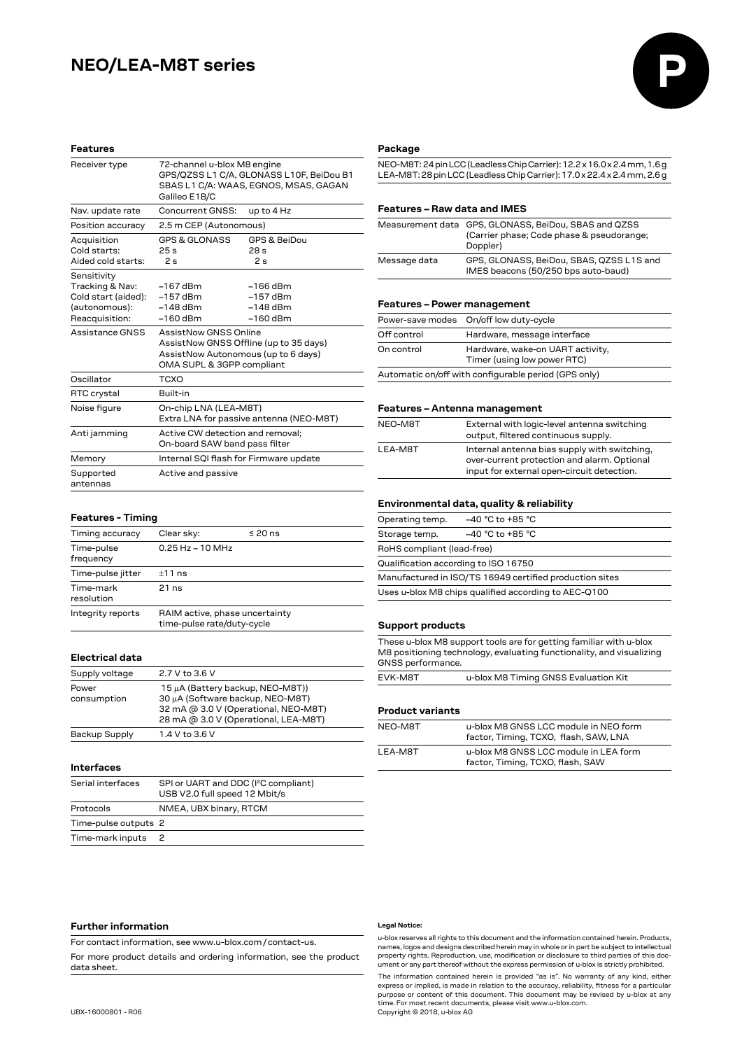# NEO/LEA-M8T series

P

### Features

| | | |
|---|---|---|
| Receiver type | 72-channel u-blox M8 engine<br>GPS/QZSS L1 C/A, GLONASS L10F, BeiDou B1<br>SBAS L1 C/A: WAAS, EGNOS, MSAS, GAGAN<br>Galileo E1B/C | |
| Nav. update rate | Concurrent GNSS: | up to 4 Hz |
| Position accuracy | 2.5 m CEP (Autonomous) | |
| Acquisition<br>Cold starts:<br>Aided cold starts: | GPS & GLONASS<br>25 s<br>2 s | GPS & BeiDou<br>28 s<br>2 s |
| Sensitivity<br>Tracking & Nav:<br>Cold start (aided):<br>(autonomous):<br>Reacquisition: | <br>–167 dBm<br>–157 dBm<br>–148 dBm<br>–160 dBm | <br>–166 dBm<br>–157 dBm<br>–148 dBm<br>–160 dBm |
| Assistance GNSS | AssistNow GNSS Online<br>AssistNow GNSS Offline (up to 35 days)<br>AssistNow Autonomous (up to 6 days)<br>OMA SUPL & 3GPP compliant | |
| Oscillator | TCXO | |
| RTC crystal | Built-in | |
| Noise figure | On-chip LNA (LEA-M8T)<br>Extra LNA for passive antenna (NEO-M8T) | |
| Anti jamming | Active CW detection and removal;<br>On-board SAW band pass filter | |
| Memory | Internal SQI flash for Firmware update | |
| Supported antennas | Active and passive | |

### Features - Timing

| | | |
|---|---|---|
| Timing accuracy | Clear sky: | ≤ 20 ns |
| Time-pulse frequency | 0.25 Hz – 10 MHz | |
| Time-pulse jitter | ±11 ns | |
| Time-mark resolution | 21 ns | |
| Integrity reports | RAIM active, phase uncertainty<br>time-pulse rate/duty-cycle | |

### Electrical data

| | |
|---|---|
| Supply voltage | 2.7 V to 3.6 V |
| Power consumption | 15 μA (Battery backup, NEO-M8T))<br>30 μA (Software backup, NEO-M8T)<br>32 mA @ 3.0 V (Operational, NEO-M8T)<br>28 mA @ 3.0 V (Operational, LEA-M8T) |
| Backup Supply | 1.4 V to 3.6 V |

### Interfaces

| | |
|---|---|
| Serial interfaces | SPI or UART and DDC (I²C compliant)<br>USB V2.0 full speed 12 Mbit/s |
| Protocols | NMEA, UBX binary, RTCM |
| Time-pulse outputs | 2 |
| Time-mark inputs | 2 |

### Package

NEO-M8T: 24 pin LCC (Leadless Chip Carrier): 12.2 x 16.0 x 2.4 mm, 1.6 g
LEA-M8T: 28 pin LCC (Leadless Chip Carrier): 17.0 x 22.4 x 2.4 mm, 2.6 g

### Features – Raw data and IMES

| | |
|---|---|
| Measurement data | GPS, GLONASS, BeiDou, SBAS and QZSS (Carrier phase; Code phase & pseudorange; Doppler) |
| Message data | GPS, GLONASS, BeiDou, SBAS, QZSS L1S and IMES beacons (50/250 bps auto-baud) |

### Features – Power management

| | |
|---|---|
| Power-save modes | On/off low duty-cycle |
| Off control | Hardware, message interface |
| On control | Hardware, wake-on UART activity,<br>Timer (using low power RTC) |
| Automatic on/off with configurable period (GPS only) | |

### Features – Antenna management

| | |
|---|---|
| NEO-M8T | External with logic-level antenna switching output, filtered continuous supply. |
| LEA-M8T | Internal antenna bias supply with switching, over-current protection and alarm. Optional input for external open-circuit detection. |

### Environmental data, quality & reliability

| | |
|---|---|
| Operating temp. | –40 °C to +85 °C |
| Storage temp. | –40 °C to +85 °C |
| RoHS compliant (lead-free) | |
| Qualification according to ISO 16750 | |
| Manufactured in ISO/TS 16949 certified production sites | |
| Uses u-blox M8 chips qualified according to AEC-Q100 | |

### Support products

These u-blox M8 support tools are for getting familiar with u-blox M8 positioning technology, evaluating functionality, and visualizing GNSS performance.

| | |
|---|---|
| EVK-M8T | u-blox M8 Timing GNSS Evaluation Kit |

### Product variants

| | |
|---|---|
| NEO-M8T | u-blox M8 GNSS LCC module in NEO form factor, Timing, TCXO, flash, SAW, LNA |
| LEA-M8T | u-blox M8 GNSS LCC module in LEA form factor, Timing, TCXO, flash, SAW |

### Further information

For contact information, see www.u-blox.com / contact-us.

For more product details and ordering information, see the product data sheet.

UBX-16000801 - R06

**Legal Notice:**

u-blox reserves all rights to this document and the information contained herein. Products, names, logos and designs described herein may in whole or in part be subject to intellectual property rights. Reproduction, use, modification or disclosure to third parties of this document or any part thereof without the express permission of u-blox is strictly prohibited.

The information contained herein is provided "as is". No warranty of any kind, either express or implied, is made in relation to the accuracy, reliability, fitness for a particular purpose or content of this document. This document may be revised by u-blox at any time. For most recent documents, please visit www.u-blox.com.

Copyright © 2018, u-blox AG